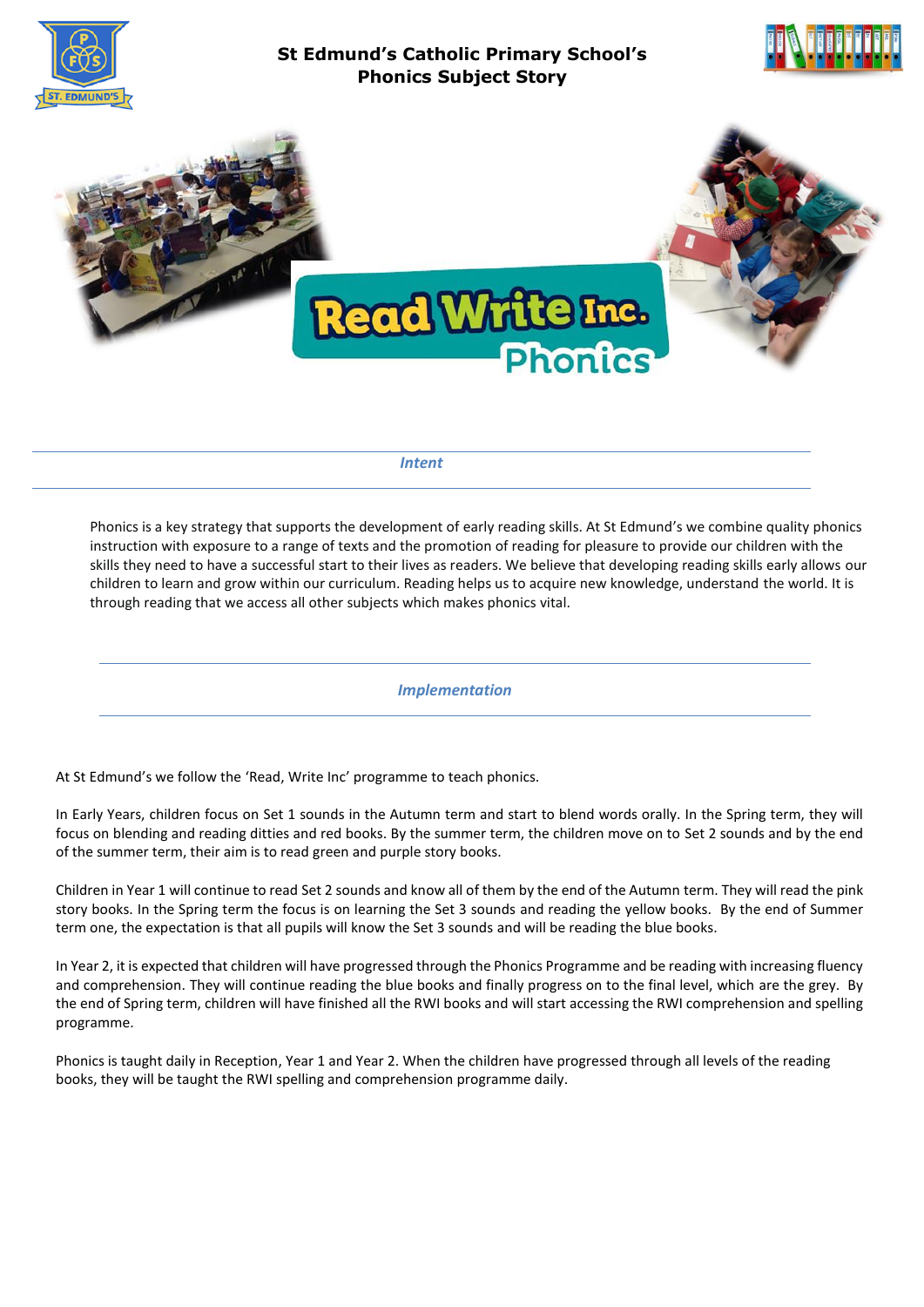# St Edmund's Catholic Primary School's Phonics Subject Story

## *Intent*

Phonics is a key strategy that supports the development of early reading skills. At St Edmund's we combine quality phonics instruction with exposure to a range of texts and the promotion of reading for pleasure to provide our children with the skills they need to have a successful start to their lives as readers. We believe that developing reading skills early allows our children to learn and grow within our curriculum. Reading helps us to acquire new knowledge, understand the world. It is through reading that we access all other subjects which makes phonics vital.

## *Implementation*

At St Edmund's we follow the 'Read, Write Inc' programme to teach phonics.

In Early Years, children focus on Set 1 sounds in the Autumn term and start to blend words orally. In the Spring term, they will focus on blending and reading ditties and red books. By the summer term, the children move on to Set 2 sounds and by the end of the summer term, their aim is to read green and purple story books.

Children in Year 1 will continue to read Set 2 sounds and know all of them by the end of the Autumn term. They will read the pink story books. In the Spring term the focus is on learning the Set 3 sounds and reading the yellow books. By the end of Summer term one, the expectation is that all pupils will know the Set 3 sounds and will be reading the blue books.

In Year 2, it is expected that children will have progressed through the Phonics Programme and be reading with increasing fluency and comprehension. They will continue reading the blue books and finally progress on to the final level, which are the grey. By the end of Spring term, children will have finished all the RWI books and will start accessing the RWI comprehension and spelling programme.

Phonics is taught daily in Reception, Year 1 and Year 2. When the children have progressed through all levels of the reading books, they will be taught the RWI spelling and comprehension programme daily.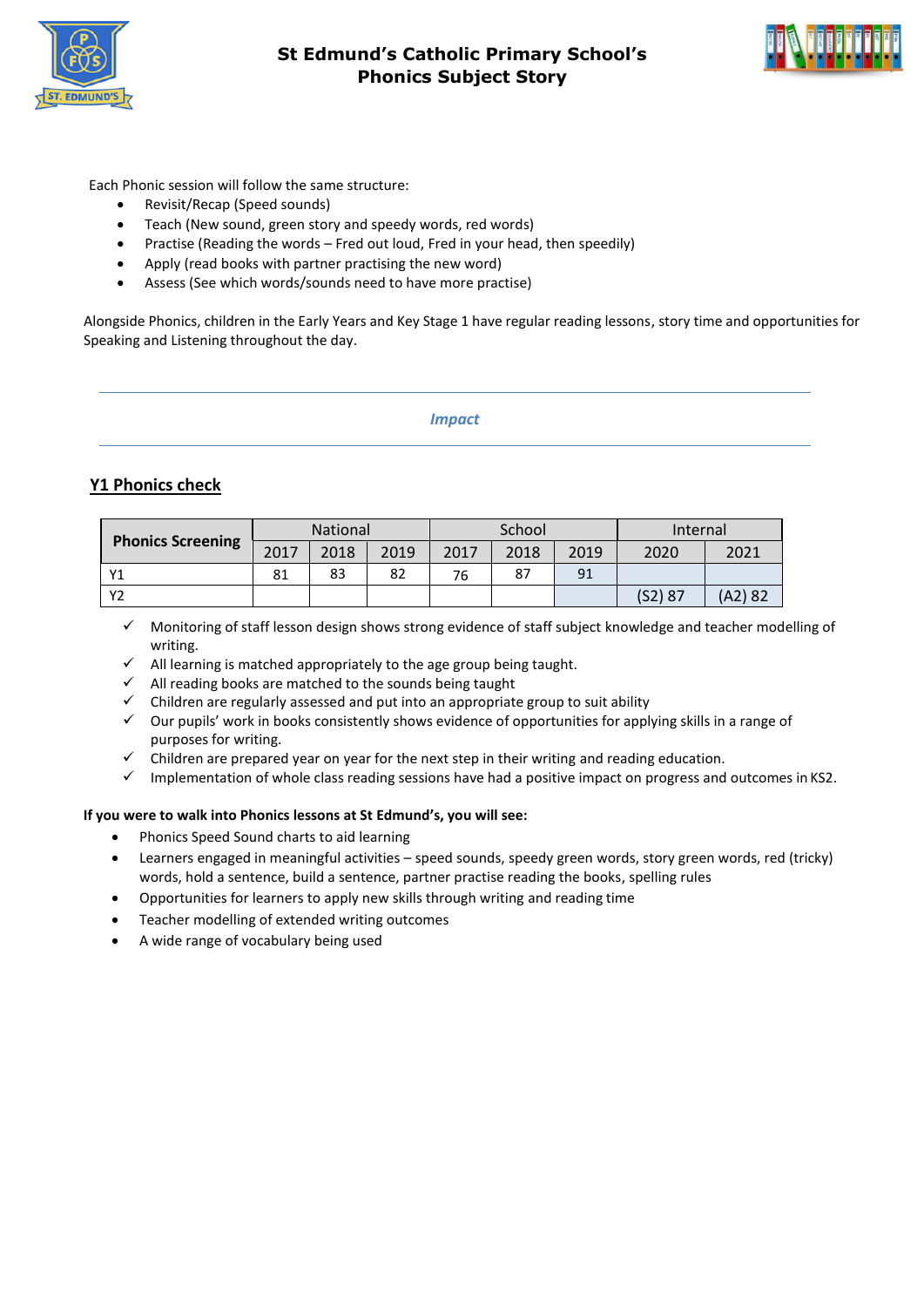Each Phonic session will follow the same structure:

- Revisit/Recap (Speed sounds)
- Teach (New sound, green story and speedy words, red words)
- Practise (Reading the words – Fred out loud, Fred in your head, then speedily)
- Apply (read books with partner practising the new word)
- Assess (See which words/sounds need to have more practise)

Alongside Phonics, children in the Early Years and Key Stage 1 have regular reading lessons, story time and opportunities for Speaking and Listening throughout the day.

*Impact*

## Y1 Phonics check

| Phonics Screening | National | | | School | | | Internal | |
|---|---|---|---|---|---|---|---|---|
| | 2017 | 2018 | 2019 | 2017 | 2018 | 2019 | 2020 | 2021 |
| Y1 | 81 | 83 | 82 | 76 | 87 | 91 | | |
| Y2 | | | | | | | (S2) 87 | (A2) 82 |

- ✓ Monitoring of staff lesson design shows strong evidence of staff subject knowledge and teacher modelling of writing.
- ✓ All learning is matched appropriately to the age group being taught.
- ✓ All reading books are matched to the sounds being taught
- ✓ Children are regularly assessed and put into an appropriate group to suit ability
- ✓ Our pupils' work in books consistently shows evidence of opportunities for applying skills in a range of purposes for writing.
- ✓ Children are prepared year on year for the next step in their writing and reading education.
- ✓ Implementation of whole class reading sessions have had a positive impact on progress and outcomes in KS2.

**If you were to walk into Phonics lessons at St Edmund's, you will see:**

- Phonics Speed Sound charts to aid learning
- Learners engaged in meaningful activities – speed sounds, speedy green words, story green words, red (tricky) words, hold a sentence, build a sentence, partner practise reading the books, spelling rules
- Opportunities for learners to apply new skills through writing and reading time
- Teacher modelling of extended writing outcomes
- A wide range of vocabulary being used